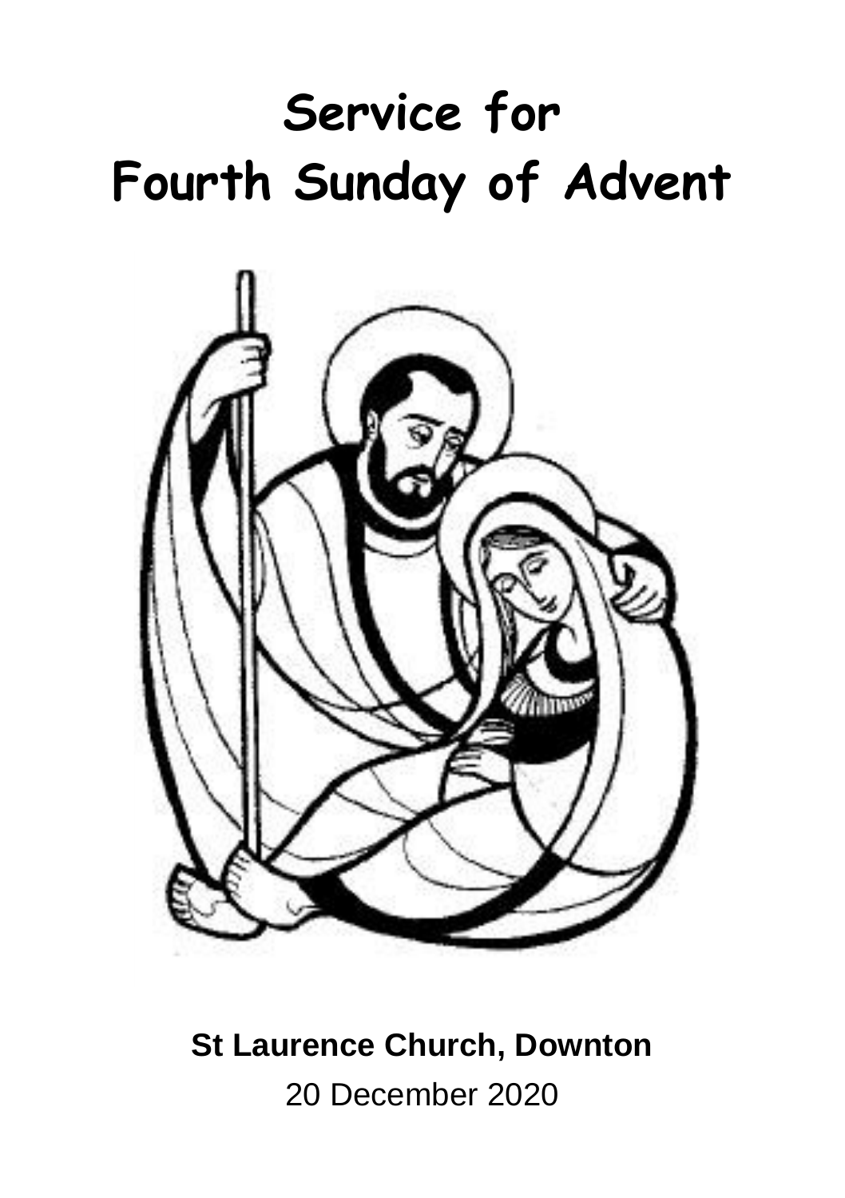# Service for Fourth Sunday of Advent

**St Laurence Church, Downton**

20 December 2020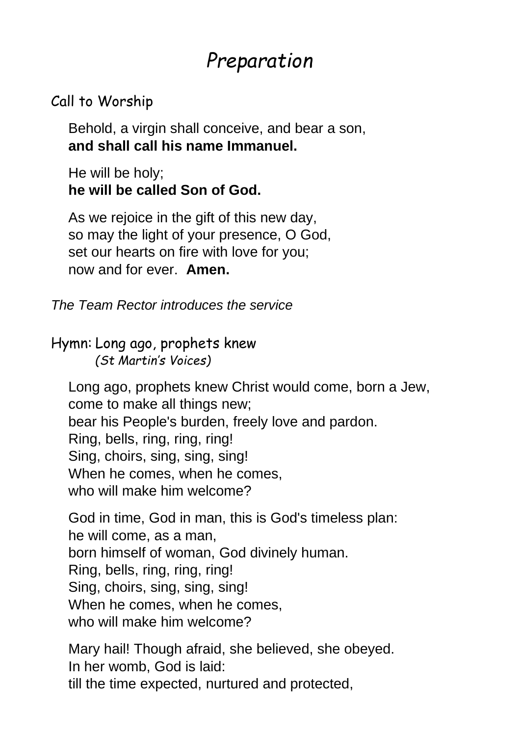# *Preparation*

## Call to Worship

Behold, a virgin shall conceive, and bear a son,
**and shall call his name Immanuel.**

He will be holy;
**he will be called Son of God.**

As we rejoice in the gift of this new day,
so may the light of your presence, O God,
set our hearts on fire with love for you;
now and for ever. **Amen.**

*The Team Rector introduces the service*

## Hymn: Long ago, prophets knew
*(St Martin's Voices)*

Long ago, prophets knew Christ would come, born a Jew,
come to make all things new;
bear his People's burden, freely love and pardon.
Ring, bells, ring, ring, ring!
Sing, choirs, sing, sing, sing!
When he comes, when he comes,
who will make him welcome?

God in time, God in man, this is God's timeless plan:
he will come, as a man,
born himself of woman, God divinely human.
Ring, bells, ring, ring, ring!
Sing, choirs, sing, sing, sing!
When he comes, when he comes,
who will make him welcome?

Mary hail! Though afraid, she believed, she obeyed.
In her womb, God is laid:
till the time expected, nurtured and protected,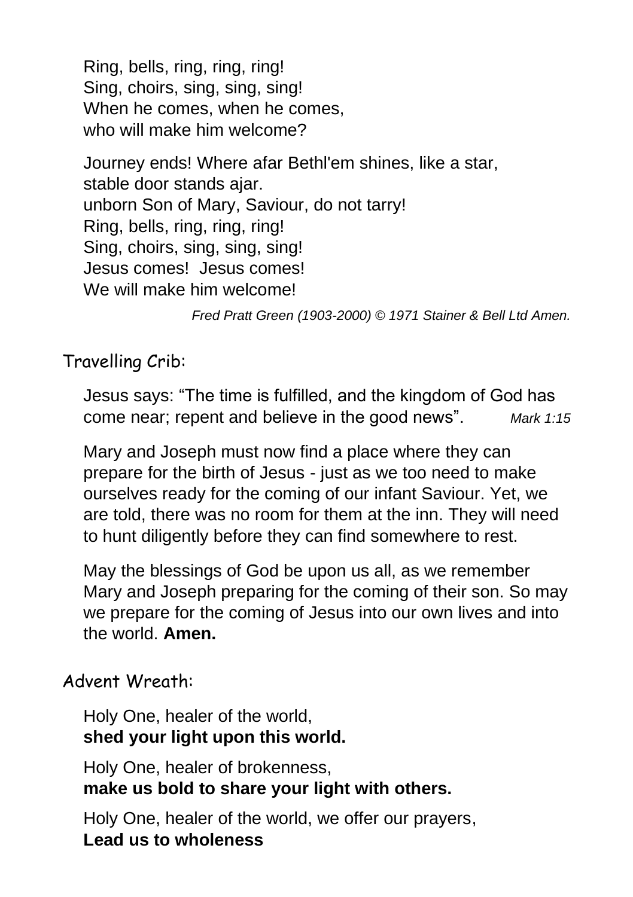Ring, bells, ring, ring, ring!
Sing, choirs, sing, sing, sing!
When he comes, when he comes,
who will make him welcome?

Journey ends! Where afar Bethl'em shines, like a star,
stable door stands ajar.
unborn Son of Mary, Saviour, do not tarry!
Ring, bells, ring, ring, ring!
Sing, choirs, sing, sing, sing!
Jesus comes! Jesus comes!
We will make him welcome!

*Fred Pratt Green (1903-2000) © 1971 Stainer & Bell Ltd Amen.*

## Travelling Crib:

Jesus says: "The time is fulfilled, and the kingdom of God has come near; repent and believe in the good news". *Mark 1:15*

Mary and Joseph must now find a place where they can prepare for the birth of Jesus - just as we too need to make ourselves ready for the coming of our infant Saviour. Yet, we are told, there was no room for them at the inn. They will need to hunt diligently before they can find somewhere to rest.

May the blessings of God be upon us all, as we remember Mary and Joseph preparing for the coming of their son. So may we prepare for the coming of Jesus into our own lives and into the world. **Amen.**

## Advent Wreath:

Holy One, healer of the world,
**shed your light upon this world.**

Holy One, healer of brokenness,
**make us bold to share your light with others.**

Holy One, healer of the world, we offer our prayers,
**Lead us to wholeness**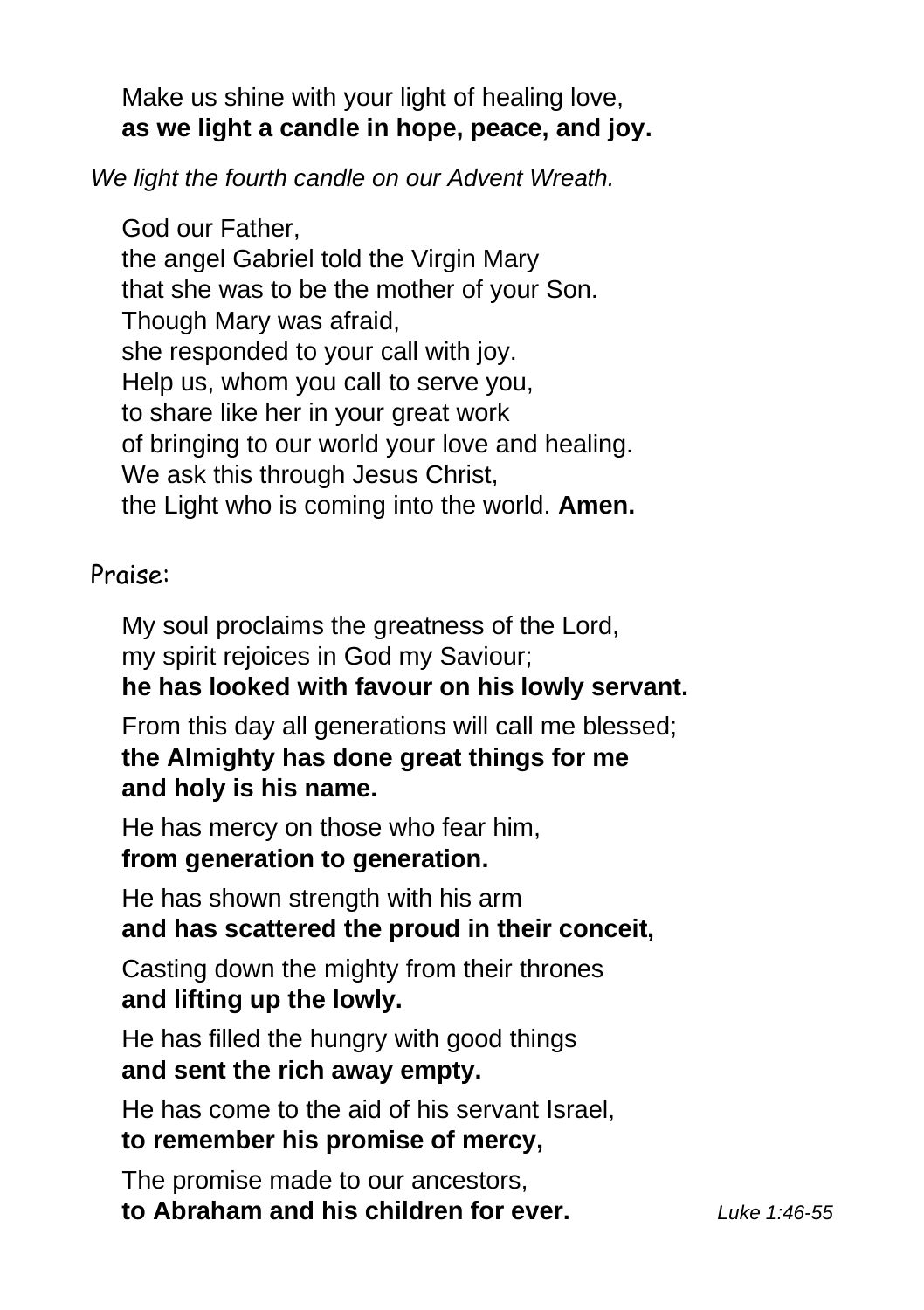Make us shine with your light of healing love,
**as we light a candle in hope, peace, and joy.**

*We light the fourth candle on our Advent Wreath.*

God our Father,
the angel Gabriel told the Virgin Mary
that she was to be the mother of your Son.
Though Mary was afraid,
she responded to your call with joy.
Help us, whom you call to serve you,
to share like her in your great work
of bringing to our world your love and healing.
We ask this through Jesus Christ,
the Light who is coming into the world. **Amen.**

## Praise:

My soul proclaims the greatness of the Lord,
my spirit rejoices in God my Saviour;
**he has looked with favour on his lowly servant.**

From this day all generations will call me blessed;
**the Almighty has done great things for me**
**and holy is his name.**

He has mercy on those who fear him,
**from generation to generation.**

He has shown strength with his arm
**and has scattered the proud in their conceit,**

Casting down the mighty from their thrones
**and lifting up the lowly.**

He has filled the hungry with good things
**and sent the rich away empty.**

He has come to the aid of his servant Israel,
**to remember his promise of mercy,**

The promise made to our ancestors,
**to Abraham and his children for ever.** *Luke 1:46-55*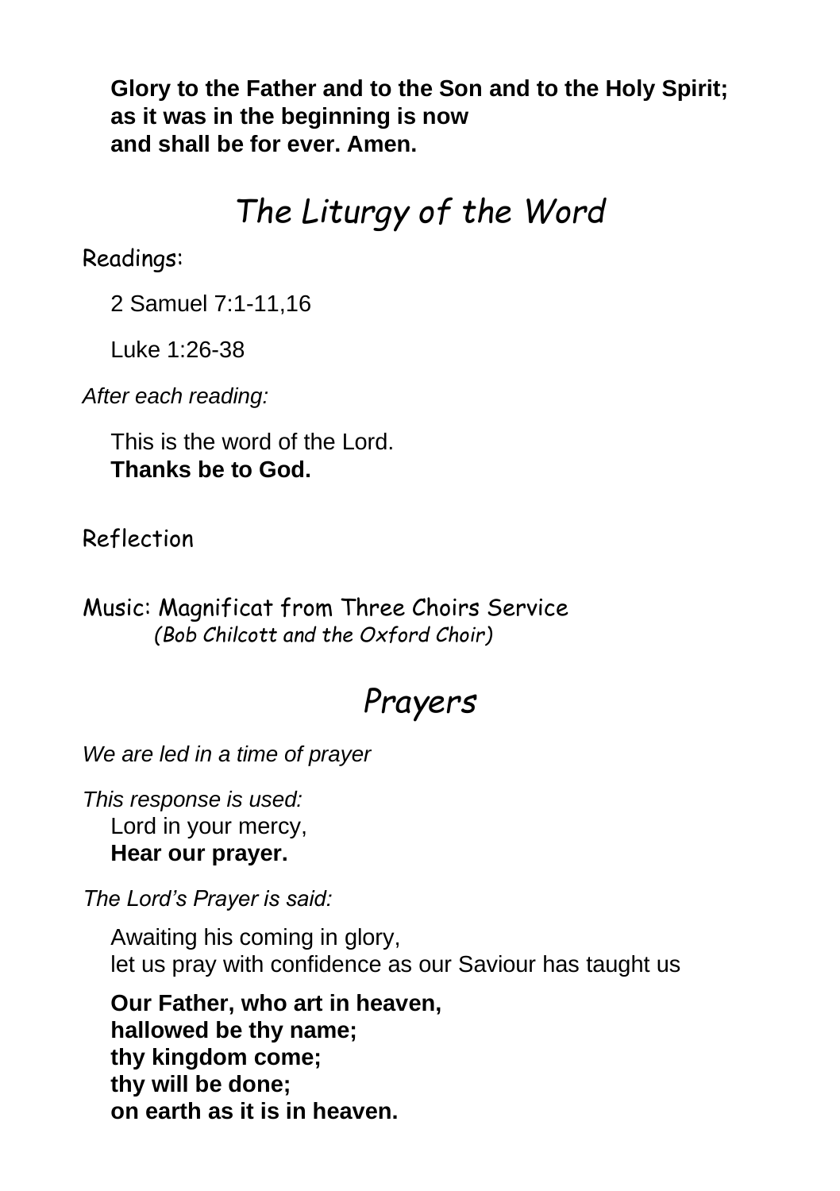**Glory to the Father and to the Son and to the Holy Spirit;**
**as it was in the beginning is now**
**and shall be for ever. Amen.**

## *The Liturgy of the Word*

Readings:

2 Samuel 7:1-11,16

Luke 1:26-38

*After each reading:*

This is the word of the Lord.
**Thanks be to God.**

Reflection

Music: Magnificat from Three Choirs Service
*(Bob Chilcott and the Oxford Choir)*

## *Prayers*

*We are led in a time of prayer*

*This response is used:*
Lord in your mercy,
**Hear our prayer.**

*The Lord's Prayer is said:*

Awaiting his coming in glory,
let us pray with confidence as our Saviour has taught us

**Our Father, who art in heaven,**
**hallowed be thy name;**
**thy kingdom come;**
**thy will be done;**
**on earth as it is in heaven.**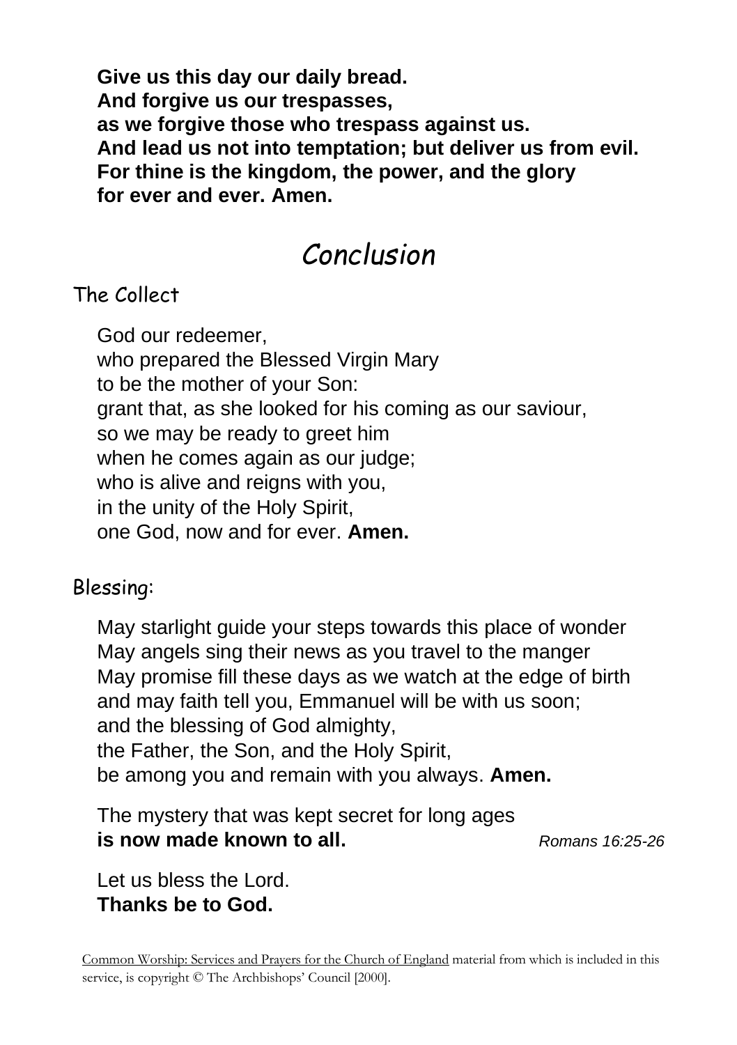**Give us this day our daily bread.**
**And forgive us our trespasses,**
**as we forgive those who trespass against us.**
**And lead us not into temptation; but deliver us from evil.**
**For thine is the kingdom, the power, and the glory**
**for ever and ever. Amen.**

# Conclusion

## The Collect

God our redeemer,
who prepared the Blessed Virgin Mary
to be the mother of your Son:
grant that, as she looked for his coming as our saviour,
so we may be ready to greet him
when he comes again as our judge;
who is alive and reigns with you,
in the unity of the Holy Spirit,
one God, now and for ever. **Amen.**

## Blessing:

May starlight guide your steps towards this place of wonder
May angels sing their news as you travel to the manger
May promise fill these days as we watch at the edge of birth
and may faith tell you, Emmanuel will be with us soon;
and the blessing of God almighty,
the Father, the Son, and the Holy Spirit,
be among you and remain with you always. **Amen.**

The mystery that was kept secret for long ages
**is now made known to all.** *Romans 16:25-26*

Let us bless the Lord.
**Thanks be to God.**

Common Worship: Services and Prayers for the Church of England material from which is included in this service, is copyright © The Archbishops' Council [2000].